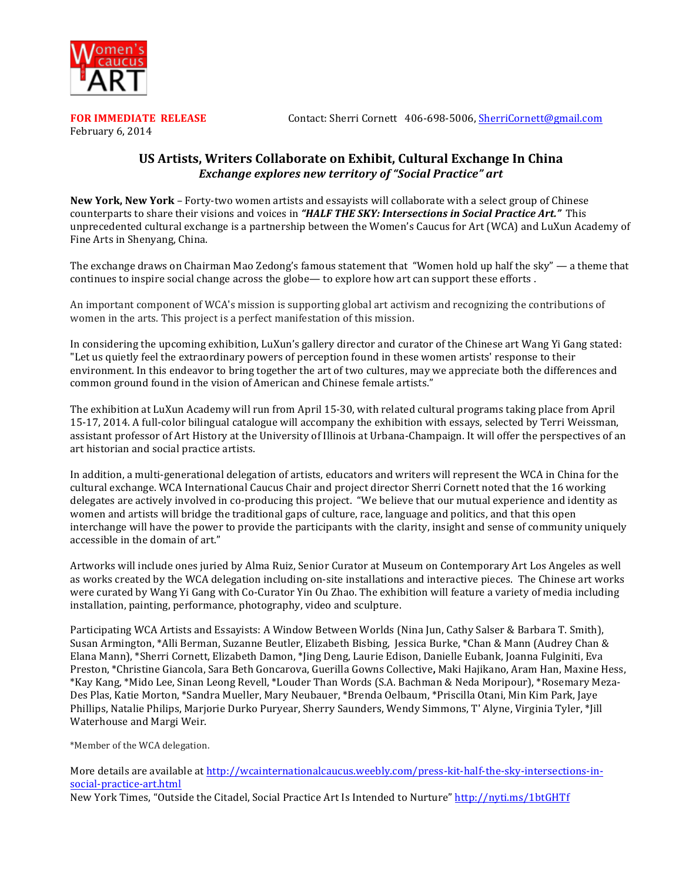**FOR IMMEDIATE RELEASE** Contact: Sherri Cornett 406-698-5006, SherriCornett@gmail.com

February 6, 2014

## US Artists, Writers Collaborate on Exhibit, Cultural Exchange In China

### *Exchange explores new territory of "Social Practice" art*

**New York, New York** – Forty-two women artists and essayists will collaborate with a select group of Chinese counterparts to share their visions and voices in ***"HALF THE SKY: Intersections in Social Practice Art."*** This unprecedented cultural exchange is a partnership between the Women's Caucus for Art (WCA) and LuXun Academy of Fine Arts in Shenyang, China.

The exchange draws on Chairman Mao Zedong's famous statement that "Women hold up half the sky" — a theme that continues to inspire social change across the globe— to explore how art can support these efforts .

An important component of WCA's mission is supporting global art activism and recognizing the contributions of women in the arts. This project is a perfect manifestation of this mission.

In considering the upcoming exhibition, LuXun's gallery director and curator of the Chinese art Wang Yi Gang stated: "Let us quietly feel the extraordinary powers of perception found in these women artists' response to their environment. In this endeavor to bring together the art of two cultures, may we appreciate both the differences and common ground found in the vision of American and Chinese female artists."

The exhibition at LuXun Academy will run from April 15-30, with related cultural programs taking place from April 15-17, 2014. A full-color bilingual catalogue will accompany the exhibition with essays, selected by Terri Weissman, assistant professor of Art History at the University of Illinois at Urbana-Champaign. It will offer the perspectives of an art historian and social practice artists.

In addition, a multi-generational delegation of artists, educators and writers will represent the WCA in China for the cultural exchange. WCA International Caucus Chair and project director Sherri Cornett noted that the 16 working delegates are actively involved in co-producing this project. "We believe that our mutual experience and identity as women and artists will bridge the traditional gaps of culture, race, language and politics, and that this open interchange will have the power to provide the participants with the clarity, insight and sense of community uniquely accessible in the domain of art."

Artworks will include ones juried by Alma Ruiz, Senior Curator at Museum on Contemporary Art Los Angeles as well as works created by the WCA delegation including on-site installations and interactive pieces. The Chinese art works were curated by Wang Yi Gang with Co-Curator Yin Ou Zhao. The exhibition will feature a variety of media including installation, painting, performance, photography, video and sculpture.

Participating WCA Artists and Essayists: A Window Between Worlds (Nina Jun, Cathy Salser & Barbara T. Smith), Susan Armington, *Alli Berman, Suzanne Beutler, Elizabeth Bisbing, Jessica Burke, *Chan & Mann (Audrey Chan & Elana Mann), *Sherri Cornett, Elizabeth Damon, *Jing Deng, Laurie Edison, Danielle Eubank, Joanna Fulginiti, Eva Preston, *Christine Giancola, Sara Beth Goncarova, Guerilla Gowns Collective**,** Maki Hajikano, Aram Han, Maxine Hess, *Kay Kang, *Mido Lee, Sinan Leong Revell, *Louder Than Words (S.A. Bachman & Neda Moripour), *Rosemary Meza-Des Plas, Katie Morton, *Sandra Mueller, Mary Neubauer, *Brenda Oelbaum, *Priscilla Otani, Min Kim Park, Jaye Phillips, Natalie Philips, Marjorie Durko Puryear, Sherry Saunders, Wendy Simmons, T' Alyne, Virginia Tyler, *Jill Waterhouse and Margi Weir.

*Member of the WCA delegation.

More details are available at http://wcainternationalcaucus.weebly.com/press-kit-half-the-sky-intersections-in-social-practice-art.html

New York Times, "Outside the Citadel, Social Practice Art Is Intended to Nurture" http://nyti.ms/1btGHTf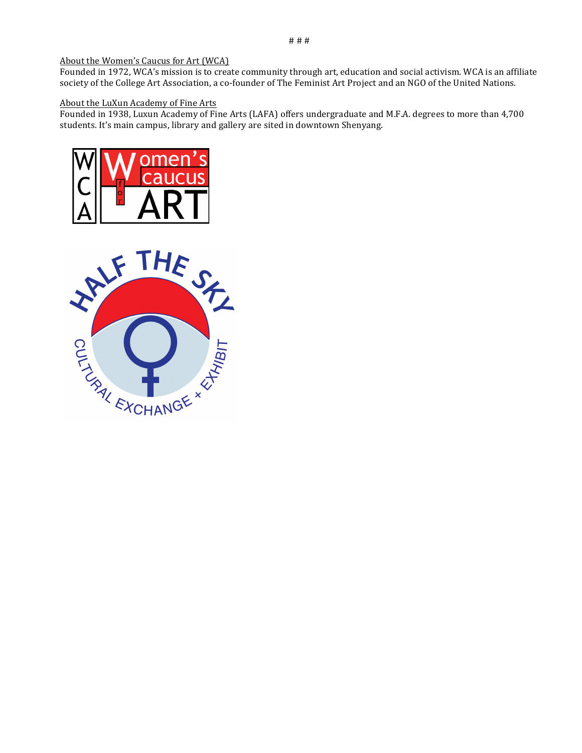# # #

About the Women's Caucus for Art (WCA)

Founded in 1972, WCA's mission is to create community through art, education and social activism. WCA is an affiliate society of the College Art Association, a co-founder of The Feminist Art Project and an NGO of the United Nations.

About the LuXun Academy of Fine Arts

Founded in 1938, Luxun Academy of Fine Arts (LAFA) offers undergraduate and M.F.A. degrees to more than 4,700 students. It's main campus, library and gallery are sited in downtown Shenyang.